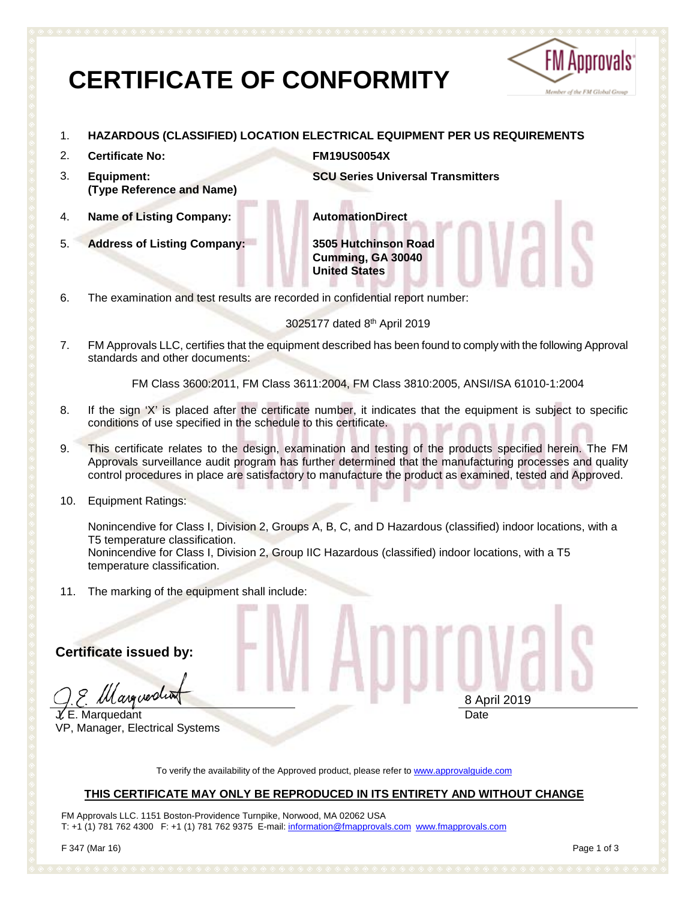# CERTIFICATE OF CONFORMITY

1. **HAZARDOUS (CLASSIFIED) LOCATION ELECTRICAL EQUIPMENT PER US REQUIREMENTS**
2. **Certificate No:** **FM19US0054X**
3. **Equipment: (Type Reference and Name)** **SCU Series Universal Transmitters**
4. **Name of Listing Company:** **AutomationDirect**
5. **Address of Listing Company:** **3505 Hutchinson Road Cumming, GA 30040 United States**
6. The examination and test results are recorded in confidential report number:

   3025177 dated 8th April 2019

7. FM Approvals LLC, certifies that the equipment described has been found to comply with the following Approval standards and other documents:

   FM Class 3600:2011, FM Class 3611:2004, FM Class 3810:2005, ANSI/ISA 61010-1:2004

8. If the sign 'X' is placed after the certificate number, it indicates that the equipment is subject to specific conditions of use specified in the schedule to this certificate.
9. This certificate relates to the design, examination and testing of the products specified herein. The FM Approvals surveillance audit program has further determined that the manufacturing processes and quality control procedures in place are satisfactory to manufacture the product as examined, tested and Approved.
10. Equipment Ratings:

    Nonincendive for Class I, Division 2, Groups A, B, C, and D Hazardous (classified) indoor locations, with a T5 temperature classification.
    Nonincendive for Class I, Division 2, Group IIC Hazardous (classified) indoor locations, with a T5 temperature classification.

11. The marking of the equipment shall include:

**Certificate issued by:**

J. E. Marquedant
VP, Manager, Electrical Systems

8 April 2019
Date

To verify the availability of the Approved product, please refer to www.approvalguide.com

**THIS CERTIFICATE MAY ONLY BE REPRODUCED IN ITS ENTIRETY AND WITHOUT CHANGE**

FM Approvals LLC. 1151 Boston-Providence Turnpike, Norwood, MA 02062 USA
T: +1 (1) 781 762 4300 F: +1 (1) 781 762 9375 E-mail: information@fmapprovals.com www.fmapprovals.com

F 347 (Mar 16)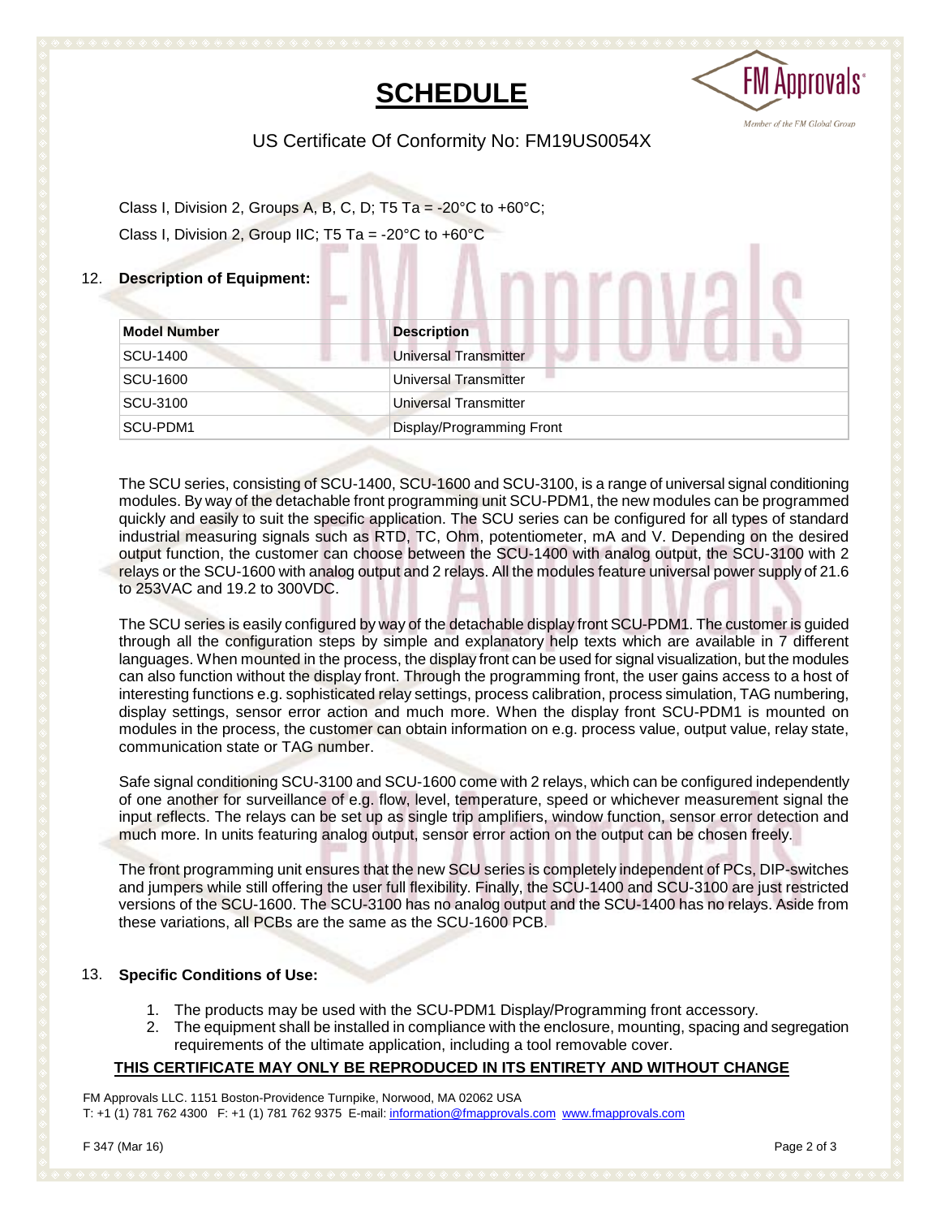# SCHEDULE

US Certificate Of Conformity No: FM19US0054X

Class I, Division 2, Groups A, B, C, D; T5 Ta = -20°C to +60°C;

Class I, Division 2, Group IIC; T5 Ta = -20°C to +60°C

## 12. Description of Equipment:

| Model Number | Description |
|---|---|
| SCU-1400 | Universal Transmitter |
| SCU-1600 | Universal Transmitter |
| SCU-3100 | Universal Transmitter |
| SCU-PDM1 | Display/Programming Front |

The SCU series, consisting of SCU-1400, SCU-1600 and SCU-3100, is a range of universal signal conditioning modules. By way of the detachable front programming unit SCU-PDM1, the new modules can be programmed quickly and easily to suit the specific application. The SCU series can be configured for all types of standard industrial measuring signals such as RTD, TC, Ohm, potentiometer, mA and V. Depending on the desired output function, the customer can choose between the SCU-1400 with analog output, the SCU-3100 with 2 relays or the SCU-1600 with analog output and 2 relays. All the modules feature universal power supply of 21.6 to 253VAC and 19.2 to 300VDC.

The SCU series is easily configured by way of the detachable display front SCU-PDM1. The customer is guided through all the configuration steps by simple and explanatory help texts which are available in 7 different languages. When mounted in the process, the display front can be used for signal visualization, but the modules can also function without the display front. Through the programming front, the user gains access to a host of interesting functions e.g. sophisticated relay settings, process calibration, process simulation, TAG numbering, display settings, sensor error action and much more. When the display front SCU-PDM1 is mounted on modules in the process, the customer can obtain information on e.g. process value, output value, relay state, communication state or TAG number.

Safe signal conditioning SCU-3100 and SCU-1600 come with 2 relays, which can be configured independently of one another for surveillance of e.g. flow, level, temperature, speed or whichever measurement signal the input reflects. The relays can be set up as single trip amplifiers, window function, sensor error detection and much more. In units featuring analog output, sensor error action on the output can be chosen freely.

The front programming unit ensures that the new SCU series is completely independent of PCs, DIP-switches and jumpers while still offering the user full flexibility. Finally, the SCU-1400 and SCU-3100 are just restricted versions of the SCU-1600. The SCU-3100 has no analog output and the SCU-1400 has no relays. Aside from these variations, all PCBs are the same as the SCU-1600 PCB.

## 13. Specific Conditions of Use:

1. The products may be used with the SCU-PDM1 Display/Programming front accessory.
2. The equipment shall be installed in compliance with the enclosure, mounting, spacing and segregation requirements of the ultimate application, including a tool removable cover.

**THIS CERTIFICATE MAY ONLY BE REPRODUCED IN ITS ENTIRETY AND WITHOUT CHANGE**

FM Approvals LLC. 1151 Boston-Providence Turnpike, Norwood, MA 02062 USA
T: +1 (1) 781 762 4300 F: +1 (1) 781 762 9375 E-mail: information@fmapprovals.com www.fmapprovals.com

F 347 (Mar 16)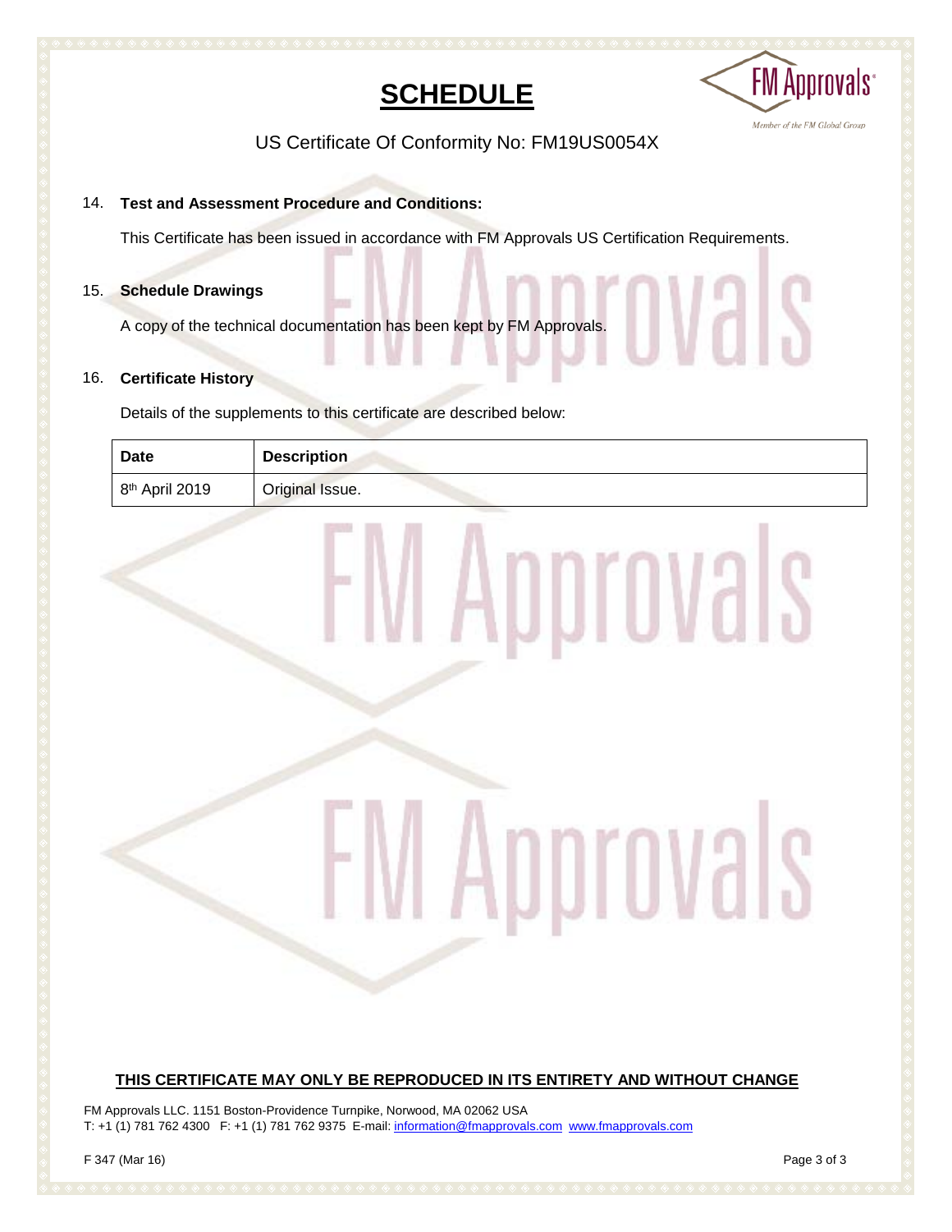# SCHEDULE

US Certificate Of Conformity No: FM19US0054X

14. **Test and Assessment Procedure and Conditions:**

This Certificate has been issued in accordance with FM Approvals US Certification Requirements.

15. **Schedule Drawings**

A copy of the technical documentation has been kept by FM Approvals.

16. **Certificate History**

Details of the supplements to this certificate are described below:

| Date | Description |
|---|---|
| 8th April 2019 | Original Issue. |

**THIS CERTIFICATE MAY ONLY BE REPRODUCED IN ITS ENTIRETY AND WITHOUT CHANGE**

FM Approvals LLC. 1151 Boston-Providence Turnpike, Norwood, MA 02062 USA
T: +1 (1) 781 762 4300 F: +1 (1) 781 762 9375 E-mail: information@fmapprovals.com www.fmapprovals.com

F 347 (Mar 16)